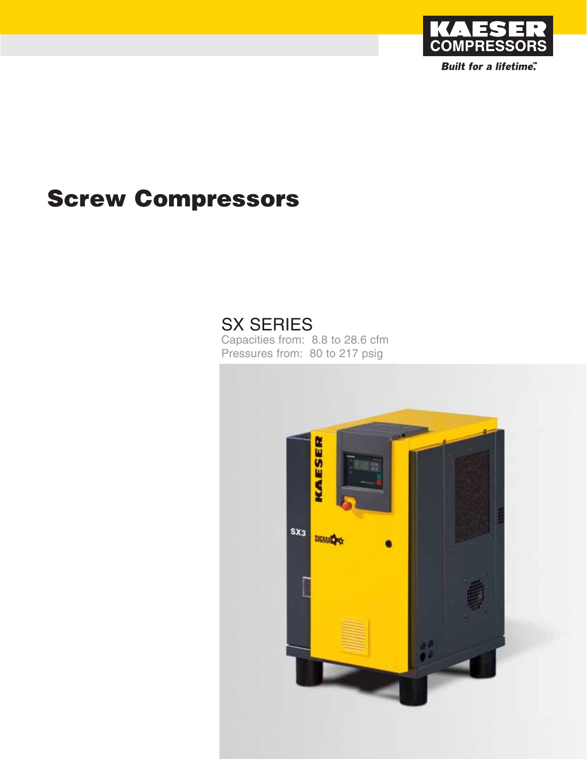KAESER COMPRESSORS

*Built for a lifetime.*™

# Screw Compressors

## SX SERIES

Capacities from: 8.8 to 28.6 cfm
Pressures from: 80 to 217 psig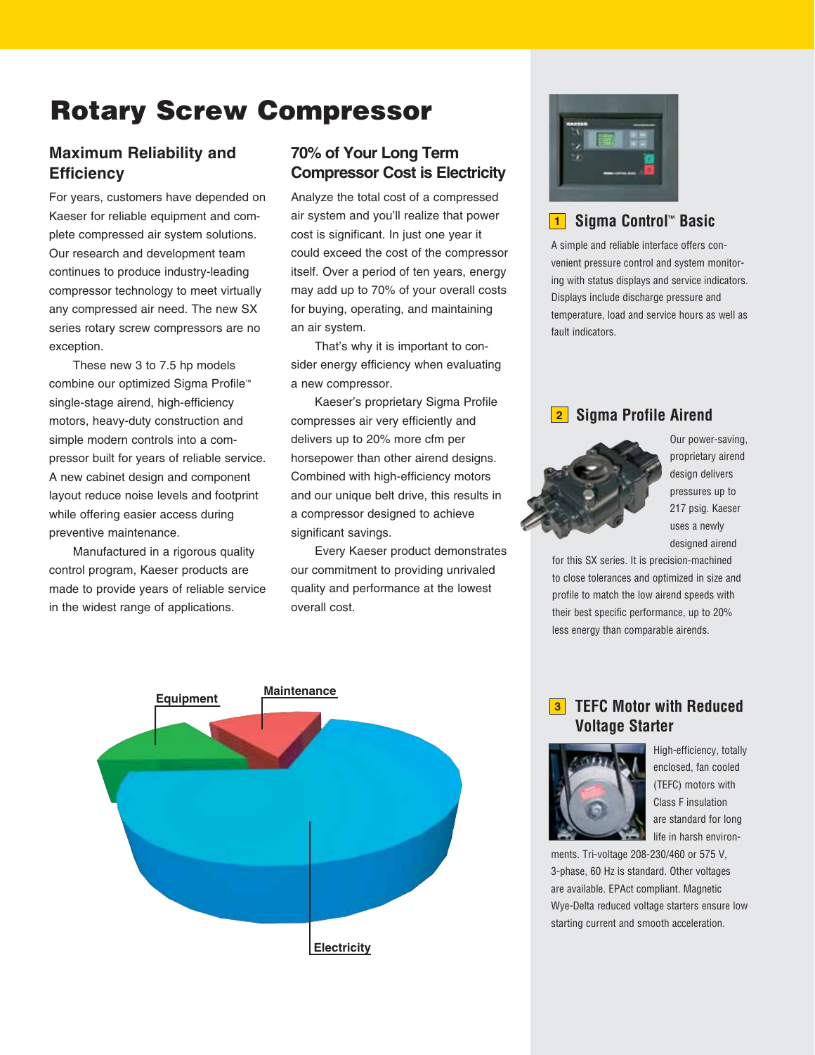# Rotary Screw Compressor

## Maximum Reliability and Efficiency

For years, customers have depended on Kaeser for reliable equipment and complete compressed air system solutions. Our research and development team continues to produce industry-leading compressor technology to meet virtually any compressed air need. The new SX series rotary screw compressors are no exception.

These new 3 to 7.5 hp models combine our optimized Sigma Profile™ single-stage airend, high-efficiency motors, heavy-duty construction and simple modern controls into a compressor built for years of reliable service. A new cabinet design and component layout reduce noise levels and footprint while offering easier access during preventive maintenance.

Manufactured in a rigorous quality control program, Kaeser products are made to provide years of reliable service in the widest range of applications.

## 70% of Your Long Term Compressor Cost is Electricity

Analyze the total cost of a compressed air system and you'll realize that power cost is significant. In just one year it could exceed the cost of the compressor itself. Over a period of ten years, energy may add up to 70% of your overall costs for buying, operating, and maintaining an air system.

That's why it is important to consider energy efficiency when evaluating a new compressor.

Kaeser's proprietary Sigma Profile compresses air very efficiently and delivers up to 20% more cfm per horsepower than other airend designs. Combined with high-efficiency motors and our unique belt drive, this results in a compressor designed to achieve significant savings.

Every Kaeser product demonstrates our commitment to providing unrivaled quality and performance at the lowest overall cost.

Equipment

Maintenance

Electricity

### 1 Sigma Control™ Basic

A simple and reliable interface offers convenient pressure control and system monitoring with status displays and service indicators. Displays include discharge pressure and temperature, load and service hours as well as fault indicators.

### 2 Sigma Profile Airend

Our power-saving, proprietary airend design delivers pressures up to 217 psig. Kaeser uses a newly designed airend for this SX series. It is precision-machined to close tolerances and optimized in size and profile to match the low airend speeds with their best specific performance, up to 20% less energy than comparable airends.

### 3 TEFC Motor with Reduced Voltage Starter

High-efficiency, totally enclosed, fan cooled (TEFC) motors with Class F insulation are standard for long life in harsh environments. Tri-voltage 208-230/460 or 575 V, 3-phase, 60 Hz is standard. Other voltages are available. EPAct compliant. Magnetic Wye-Delta reduced voltage starters ensure low starting current and smooth acceleration.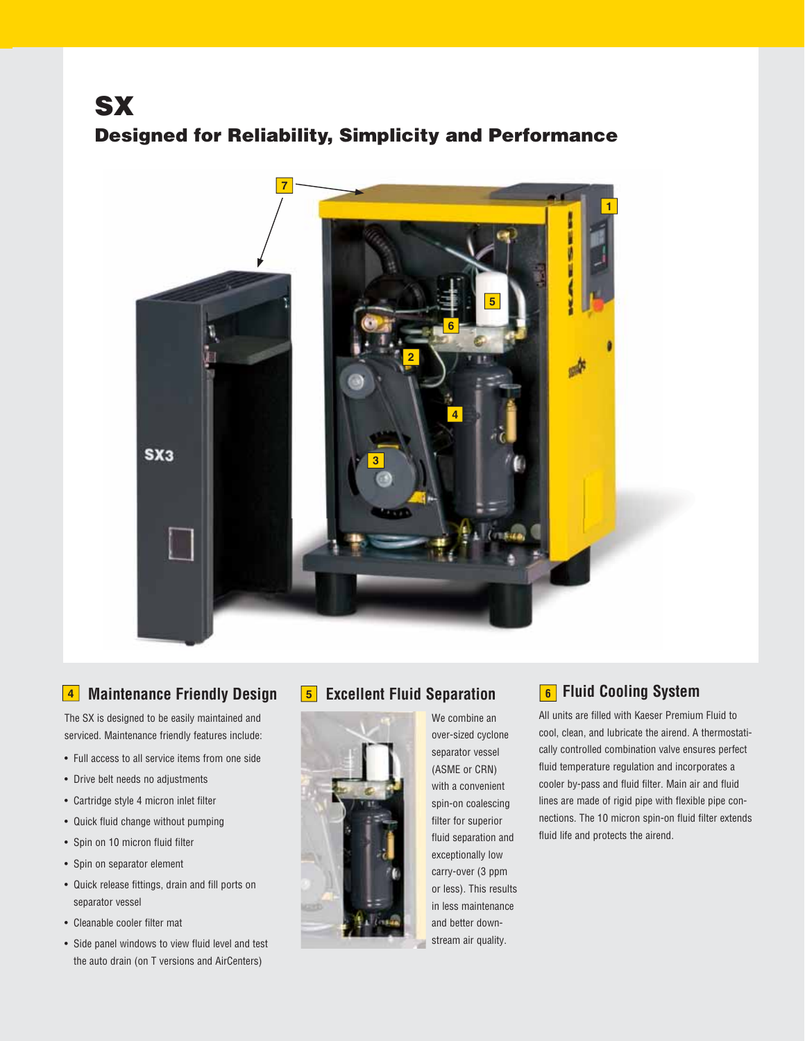# SX

## Designed for Reliability, Simplicity and Performance

### 4 Maintenance Friendly Design

The SX is designed to be easily maintained and serviced. Maintenance friendly features include:

- Full access to all service items from one side
- Drive belt needs no adjustments
- Cartridge style 4 micron inlet filter
- Quick fluid change without pumping
- Spin on 10 micron fluid filter
- Spin on separator element
- Quick release fittings, drain and fill ports on separator vessel
- Cleanable cooler filter mat
- Side panel windows to view fluid level and test the auto drain (on T versions and AirCenters)

### 5 Excellent Fluid Separation

We combine an over-sized cyclone separator vessel (ASME or CRN) with a convenient spin-on coalescing filter for superior fluid separation and exceptionally low carry-over (3 ppm or less). This results in less maintenance and better downstream air quality.

### 6 Fluid Cooling System

All units are filled with Kaeser Premium Fluid to cool, clean, and lubricate the airend. A thermostatically controlled combination valve ensures perfect fluid temperature regulation and incorporates a cooler by-pass and fluid filter. Main air and fluid lines are made of rigid pipe with flexible pipe connections. The 10 micron spin-on fluid filter extends fluid life and protects the airend.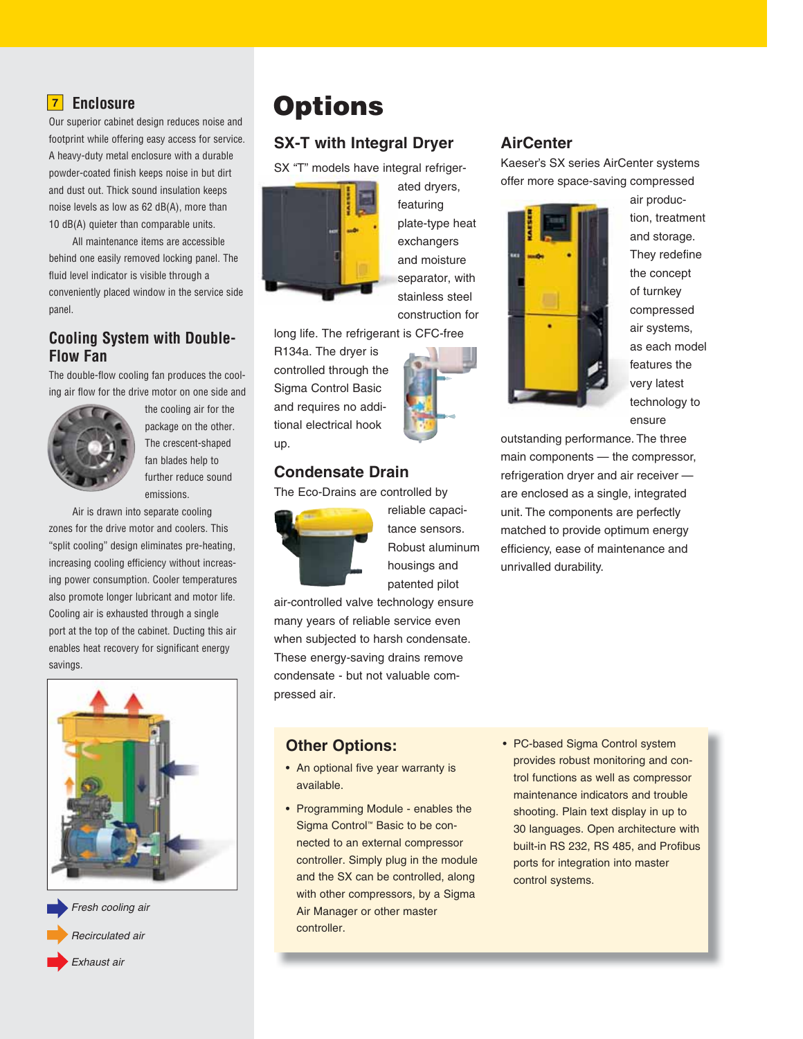## 7 Enclosure

Our superior cabinet design reduces noise and footprint while offering easy access for service. A heavy-duty metal enclosure with a durable powder-coated finish keeps noise in but dirt and dust out. Thick sound insulation keeps noise levels as low as 62 dB(A), more than 10 dB(A) quieter than comparable units.

All maintenance items are accessible behind one easily removed locking panel. The fluid level indicator is visible through a conveniently placed window in the service side panel.

## Cooling System with Double-Flow Fan

The double-flow cooling fan produces the cooling air flow for the drive motor on one side and the cooling air for the package on the other. The crescent-shaped fan blades help to further reduce sound emissions.

Air is drawn into separate cooling zones for the drive motor and coolers. This "split cooling" design eliminates pre-heating, increasing cooling efficiency without increasing power consumption. Cooler temperatures also promote longer lubricant and motor life. Cooling air is exhausted through a single port at the top of the cabinet. Ducting this air enables heat recovery for significant energy savings.

*Fresh cooling air*

*Recirculated air*

*Exhaust air*

# Options

## SX-T with Integral Dryer

SX "T" models have integral refrigerated dryers, featuring plate-type heat exchangers and moisture separator, with stainless steel construction for long life. The refrigerant is CFC-free R134a. The dryer is controlled through the Sigma Control Basic and requires no additional electrical hook up.

## Condensate Drain

The Eco-Drains are controlled by reliable capacitance sensors. Robust aluminum housings and patented pilot air-controlled valve technology ensure many years of reliable service even when subjected to harsh condensate. These energy-saving drains remove condensate - but not valuable compressed air.

## AirCenter

Kaeser's SX series AirCenter systems offer more space-saving compressed air production, treatment and storage. They redefine the concept of turnkey compressed air systems, as each model features the very latest technology to ensure outstanding performance. The three main components — the compressor, refrigeration dryer and air receiver — are enclosed as a single, integrated unit. The components are perfectly matched to provide optimum energy efficiency, ease of maintenance and unrivalled durability.

## Other Options:

- An optional five year warranty is available.
- Programming Module - enables the Sigma Control™ Basic to be connected to an external compressor controller. Simply plug in the module and the SX can be controlled, along with other compressors, by a Sigma Air Manager or other master controller.
- PC-based Sigma Control system provides robust monitoring and control functions as well as compressor maintenance indicators and trouble shooting. Plain text display in up to 30 languages. Open architecture with built-in RS 232, RS 485, and Profibus ports for integration into master control systems.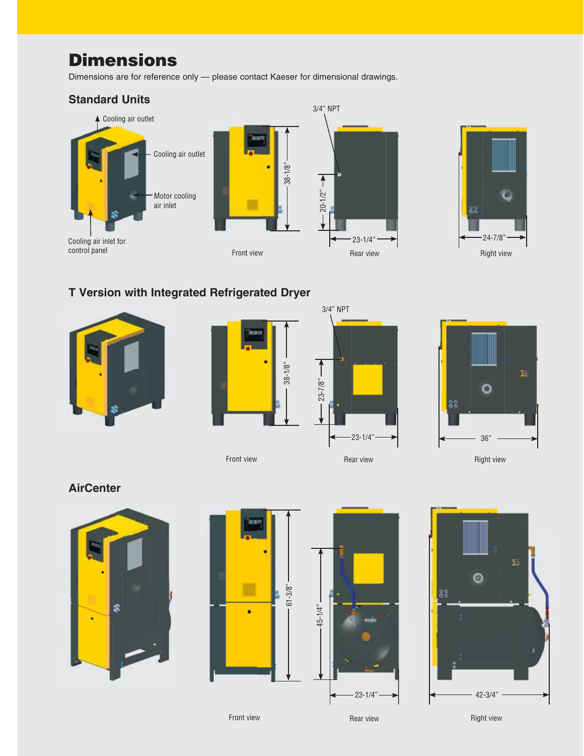# Dimensions

Dimensions are for reference only — please contact Kaeser for dimensional drawings.

## Standard Units

Cooling air outlet

Cooling air outlet

Motor cooling air inlet

Cooling air inlet for control panel

38-1/8"

Front view

3/4" NPT

20-1/2"

23-1/4"

Rear view

24-7/8"

Right view

## T Version with Integrated Refrigerated Dryer

38-1/8"

Front view

3/4" NPT

23-7/8"

23-1/4"

Rear view

36"

Right view

## AirCenter

61-3/8"

Front view

45-1/4"

23-1/4"

Rear view

42-3/4"

Right view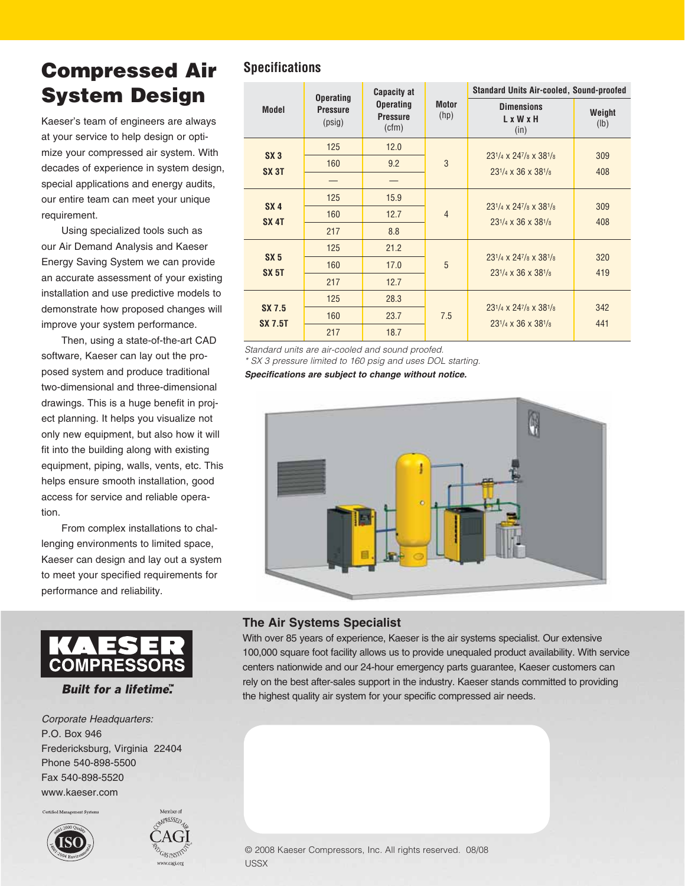# Compressed Air System Design

Kaeser's team of engineers are always at your service to help design or optimize your compressed air system. With decades of experience in system design, special applications and energy audits, our entire team can meet your unique requirement.

Using specialized tools such as our Air Demand Analysis and Kaeser Energy Saving System we can provide an accurate assessment of your existing installation and use predictive models to demonstrate how proposed changes will improve your system performance.

Then, using a state-of-the-art CAD software, Kaeser can lay out the proposed system and produce traditional two-dimensional and three-dimensional drawings. This is a huge benefit in project planning. It helps you visualize not only new equipment, but also how it will fit into the building along with existing equipment, piping, walls, vents, etc. This helps ensure smooth installation, good access for service and reliable operation.

From complex installations to challenging environments to limited space, Kaeser can design and lay out a system to meet your specified requirements for performance and reliability.

## Specifications

| Model | Operating Pressure (psig) | Capacity at Operating Pressure (cfm) | Motor (hp) | Standard Units Air-cooled, Sound-proofed | |
|---|---|---|---|---|---|
| | | | | Dimensions L x W x H (in) | Weight (lb) |
| SX 3 / SX 3T | 125 | 12.0 | 3 | 23 1/4 x 24 7/8 x 38 1/8 / 23 1/4 x 36 x 38 1/8 | 309 / 408 |
| | 160 | 9.2 | | | |
| | — | — | | | |
| SX 4 / SX 4T | 125 | 15.9 | 4 | 23 1/4 x 24 7/8 x 38 1/8 / 23 1/4 x 36 x 38 1/8 | 309 / 408 |
| | 160 | 12.7 | | | |
| | 217 | 8.8 | | | |
| SX 5 / SX 5T | 125 | 21.2 | 5 | 23 1/4 x 24 7/8 x 38 1/8 / 23 1/4 x 36 x 38 1/8 | 320 / 419 |
| | 160 | 17.0 | | | |
| | 217 | 12.7 | | | |
| SX 7.5 / SX 7.5T | 125 | 28.3 | 7.5 | 23 1/4 x 24 7/8 x 38 1/8 / 23 1/4 x 36 x 38 1/8 | 342 / 441 |
| | 160 | 23.7 | | | |
| | 217 | 18.7 | | | |

*Standard units are air-cooled and sound proofed.*
*\* SX 3 pressure limited to 160 psig and uses DOL starting.*
***Specifications are subject to change without notice.***

## The Air Systems Specialist

With over 85 years of experience, Kaeser is the air systems specialist. Our extensive 100,000 square foot facility allows us to provide unequaled product availability. With service centers nationwide and our 24-hour emergency parts guarantee, Kaeser customers can rely on the best after-sales support in the industry. Kaeser stands committed to providing the highest quality air system for your specific compressed air needs.

**KAESER COMPRESSORS**

***Built for a lifetime.™***

*Corporate Headquarters:*
P.O. Box 946
Fredericksburg, Virginia 22404
Phone 540-898-5500
Fax 540-898-5520
www.kaeser.com

Certified Management Systems — ISO 9001:2000 Quality, 14001:2004 Environmental

Member of Compressed Air and Gas Institute — CAGI — www.cagi.org

© 2008 Kaeser Compressors, Inc. All rights reserved. 08/08
USSX